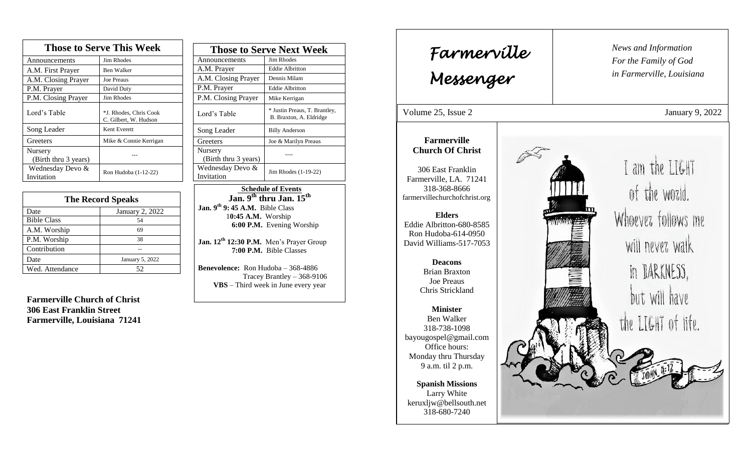# Farmerville Messenger

*News and Information*
*For the Family of God*
*in Farmerville, Louisiana*

Volume 25, Issue 2 — January 9, 2022

**Farmerville Church Of Christ**

306 East Franklin
Farmerville, LA. 71241
318-368-8666
farmervillechurchofchrist.org

**Elders**
Eddie Albritton-680-8585
Ron Hudoba-614-0950
David Williams-517-7053

**Deacons**
Brian Braxton
Joe Preaus
Chris Strickland

**Minister**
Ben Walker
318-738-1098
bayougospel@gmail.com
Office hours:
Monday thru Thursday
9 a.m. til 2 p.m.

**Spanish Missions**
Larry White
keruxljw@bellsouth.net
318-680-7240

I am the LIGHT of the world. Whoever follows me will never walk in DARKNESS, but will have the LIGHT of life.
JOHN 8:12

## Those to Serve This Week

| Those to Serve This Week | |
|---|---|
| Announcements | Jim Rhodes |
| A.M. First Prayer | Ben Walker |
| A.M. Closing Prayer | Joe Preaus |
| P.M. Prayer | David Duty |
| P.M. Closing Prayer | Jim Rhodes |
| Lord's Table | *J. Rhodes, Chris Cook C. Gilbert, W. Hudson |
| Song Leader | Kent Everett |
| Greeters | Mike & Connie Kerrigan |
| Nursery (Birth thru 3 years) | --- |
| Wednesday Devo & Invitation | Ron Hudoba (1-12-22) |

## The Record Speaks

| The Record Speaks | |
|---|---|
| Date | January 2, 2022 |
| Bible Class | 54 |
| A.M. Worship | 69 |
| P.M. Worship | 38 |
| Contribution | -- |
| Date | January 5, 2022 |
| Wed. Attendance | 52 |

**Farmerville Church of Christ**
**306 East Franklin Street**
**Farmerville, Louisiana 71241**

## Those to Serve Next Week

| Those to Serve Next Week | |
|---|---|
| Announcements | Jim Rhodes |
| A.M. Prayer | Eddie Albritton |
| A.M. Closing Prayer | Dennis Milam |
| P.M. Prayer | Eddie Albritton |
| P.M. Closing Prayer | Mike Kerrigan |
| Lord's Table | * Justin Preaus, T. Brantley, B. Braxton, A. Eldridge |
| Song Leader | Billy Anderson |
| Greeters | Joe & Marilyn Preaus |
| Nursery (Birth thru 3 years) | ---- |
| Wednesday Devo & Invitation | Jim Rhodes (1-19-22) |

## Schedule of Events
**Jan. 9th thru Jan. 15th**

**Jan. 9th 9: 45 A.M.** Bible Class
**10:45 A.M.** Worship
**6:00 P.M.** Evening Worship

**Jan. 12th 12:30 P.M.** Men's Prayer Group
**7:00 P.M.** Bible Classes

**Benevolence:** Ron Hudoba – 368-4886
Tracey Brantley – 368-9106
**VBS** – Third week in June every year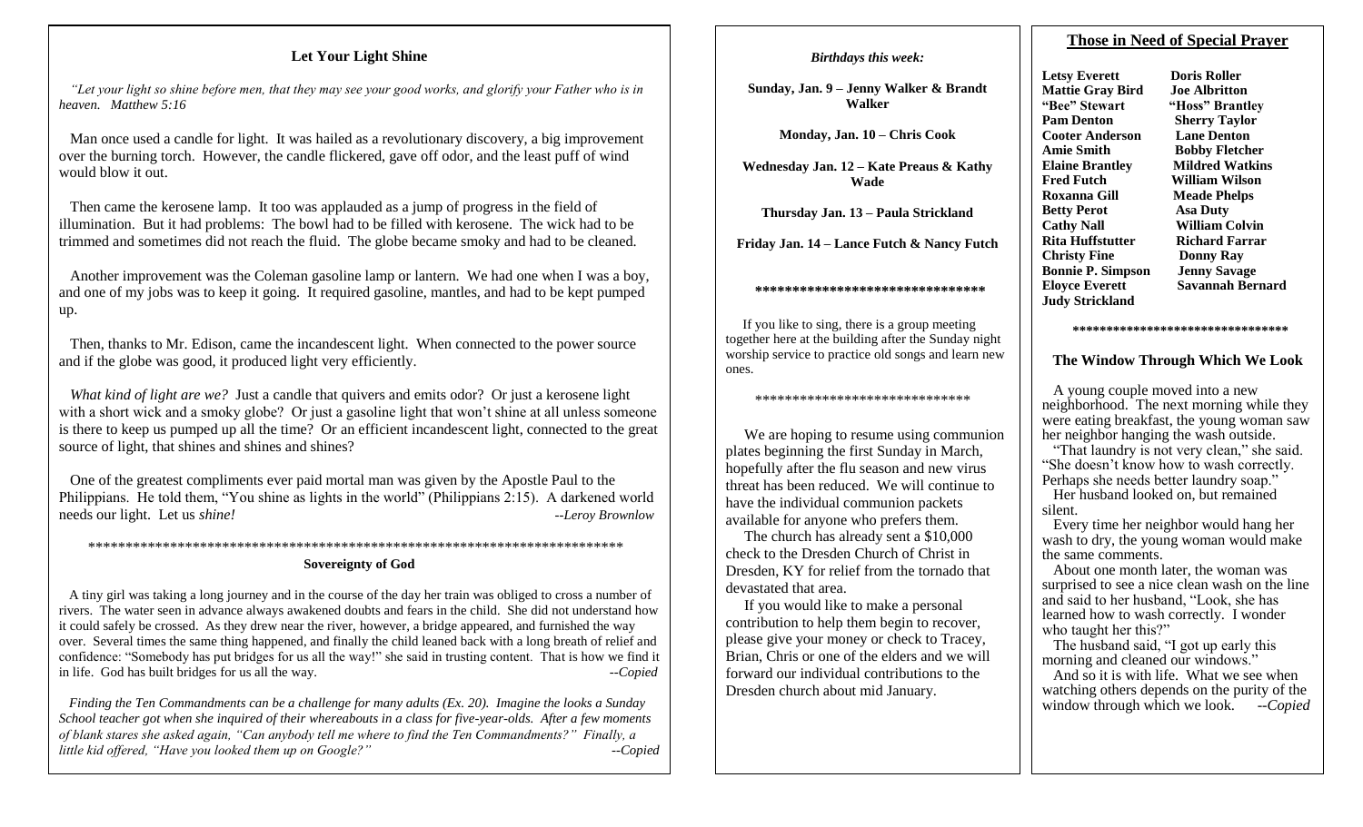## Let Your Light Shine

*"Let your light so shine before men, that they may see your good works, and glorify your Father who is in heaven. Matthew 5:16*

Man once used a candle for light. It was hailed as a revolutionary discovery, a big improvement over the burning torch. However, the candle flickered, gave off odor, and the least puff of wind would blow it out.

Then came the kerosene lamp. It too was applauded as a jump of progress in the field of illumination. But it had problems: The bowl had to be filled with kerosene. The wick had to be trimmed and sometimes did not reach the fluid. The globe became smoky and had to be cleaned.

Another improvement was the Coleman gasoline lamp or lantern. We had one when I was a boy, and one of my jobs was to keep it going. It required gasoline, mantles, and had to be kept pumped up.

Then, thanks to Mr. Edison, came the incandescent light. When connected to the power source and if the globe was good, it produced light very efficiently.

*What kind of light are we?* Just a candle that quivers and emits odor? Or just a kerosene light with a short wick and a smoky globe? Or just a gasoline light that won't shine at all unless someone is there to keep us pumped up all the time? Or an efficient incandescent light, connected to the great source of light, that shines and shines and shines?

One of the greatest compliments ever paid mortal man was given by the Apostle Paul to the Philippians. He told them, "You shine as lights in the world" (Philippians 2:15). A darkened world needs our light. Let us *shine!* --*Leroy Brownlow*

\*\*\*\*\*\*\*\*\*\*\*\*\*\*\*\*\*\*\*\*\*\*\*\*\*\*\*\*\*\*\*\*\*\*\*\*\*\*\*\*\*\*\*\*\*\*\*\*\*\*\*\*\*\*\*\*\*\*\*\*\*\*\*\*\*\*\*\*\*\*\*\*\*\*\*\*

## Sovereignty of God

A tiny girl was taking a long journey and in the course of the day her train was obliged to cross a number of rivers. The water seen in advance always awakened doubts and fears in the child. She did not understand how it could safely be crossed. As they drew near the river, however, a bridge appeared, and furnished the way over. Several times the same thing happened, and finally the child leaned back with a long breath of relief and confidence: "Somebody has put bridges for us all the way!" she said in trusting content. That is how we find it in life. God has built bridges for us all the way. --*Copied*

*Finding the Ten Commandments can be a challenge for many adults (Ex. 20). Imagine the looks a Sunday School teacher got when she inquired of their whereabouts in a class for five-year-olds. After a few moments of blank stares she asked again, "Can anybody tell me where to find the Ten Commandments?" Finally, a little kid offered, "Have you looked them up on Google?"* --*Copied*

*Birthdays this week:*

**Sunday, Jan. 9 – Jenny Walker & Brandt Walker**

**Monday, Jan. 10 – Chris Cook**

**Wednesday Jan. 12 – Kate Preaus & Kathy Wade**

**Thursday Jan. 13 – Paula Strickland**

**Friday Jan. 14 – Lance Futch & Nancy Futch**

\*\*\*\*\*\*\*\*\*\*\*\*\*\*\*\*\*\*\*\*\*\*\*\*\*\*\*\*\*\*\*\*

If you like to sing, there is a group meeting together here at the building after the Sunday night worship service to practice old songs and learn new ones.

\*\*\*\*\*\*\*\*\*\*\*\*\*\*\*\*\*\*\*\*\*\*\*\*\*\*\*\*\*\*

We are hoping to resume using communion plates beginning the first Sunday in March, hopefully after the flu season and new virus threat has been reduced. We will continue to have the individual communion packets available for anyone who prefers them.

The church has already sent a $10,000 check to the Dresden Church of Christ in Dresden, KY for relief from the tornado that devastated that area.

If you would like to make a personal contribution to help them begin to recover, please give your money or check to Tracey, Brian, Chris or one of the elders and we will forward our individual contributions to the Dresden church about mid January.

## Those in Need of Special Prayer

| | |
|---|---|
| **Letsy Everett** | **Doris Roller** |
| **Mattie Gray Bird** | **Joe Albritton** |
| **"Bee" Stewart** | **"Hoss" Brantley** |
| **Pam Denton** | **Sherry Taylor** |
| **Cooter Anderson** | **Lane Denton** |
| **Amie Smith** | **Bobby Fletcher** |
| **Elaine Brantley** | **Mildred Watkins** |
| **Fred Futch** | **William Wilson** |
| **Roxanna Gill** | **Meade Phelps** |
| **Betty Perot** | **Asa Duty** |
| **Cathy Nall** | **William Colvin** |
| **Rita Huffstutter** | **Richard Farrar** |
| **Christy Fine** | **Donny Ray** |
| **Bonnie P. Simpson** | **Jenny Savage** |
| **Eloyce Everett** | **Savannah Bernard** |
| **Judy Strickland** | |

\*\*\*\*\*\*\*\*\*\*\*\*\*\*\*\*\*\*\*\*\*\*\*\*\*\*\*\*\*\*\*\*

## The Window Through Which We Look

A young couple moved into a new neighborhood. The next morning while they were eating breakfast, the young woman saw her neighbor hanging the wash outside.

"That laundry is not very clean," she said. "She doesn't know how to wash correctly. Perhaps she needs better laundry soap."

Her husband looked on, but remained silent.

Every time her neighbor would hang her wash to dry, the young woman would make the same comments.

About one month later, the woman was surprised to see a nice clean wash on the line and said to her husband, "Look, she has learned how to wash correctly. I wonder who taught her this?"

The husband said, "I got up early this morning and cleaned our windows."

And so it is with life. What we see when watching others depends on the purity of the window through which we look. --*Copied*